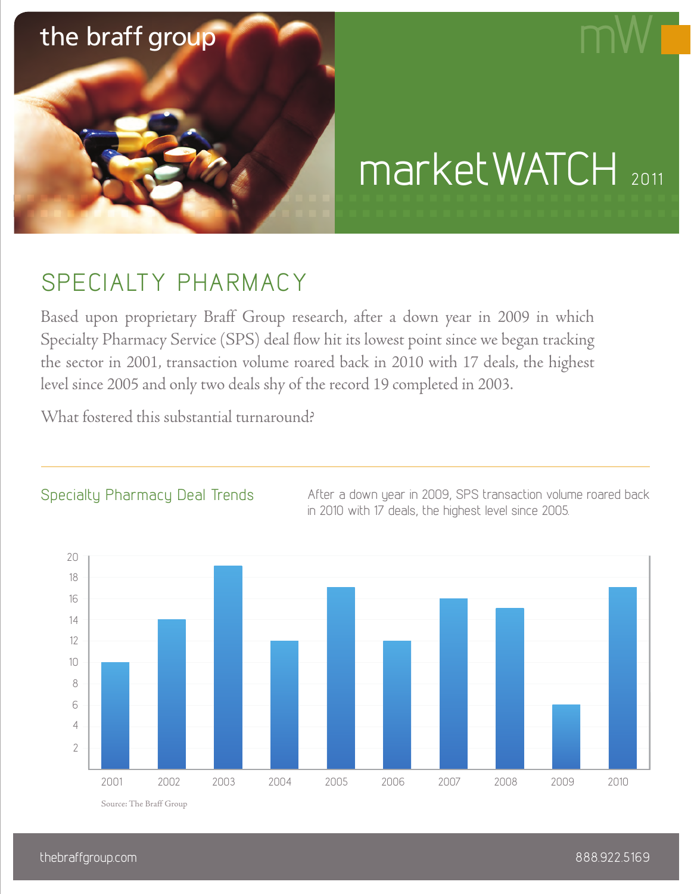the braff group

# marketWATCH 2011

## SPECIALTY PHARMACY

Based upon proprietary Braff Group research, after a down year in 2009 in which Specialty Pharmacy Service (SPS) deal flow hit its lowest point since we began tracking the sector in 2001, transaction volume roared back in 2010 with 17 deals, the highest level since 2005 and only two deals shy of the record 19 completed in 2003.

What fostered this substantial turnaround?

### Specialty Pharmacy Deal Trends

After a down year in 2009, SPS transaction volume roared back in 2010 with 17 deals, the highest level since 2005.

| Year | Deals |
|---|---|
| 2001 | 10 |
| 2002 | 14 |
| 2003 | 19 |
| 2004 | 12 |
| 2005 | 17 |
| 2006 | 12 |
| 2007 | 16 |
| 2008 | 15 |
| 2009 | 6 |
| 2010 | 17 |

Source: The Braff Group

thebraffgroup.com 888.922.5169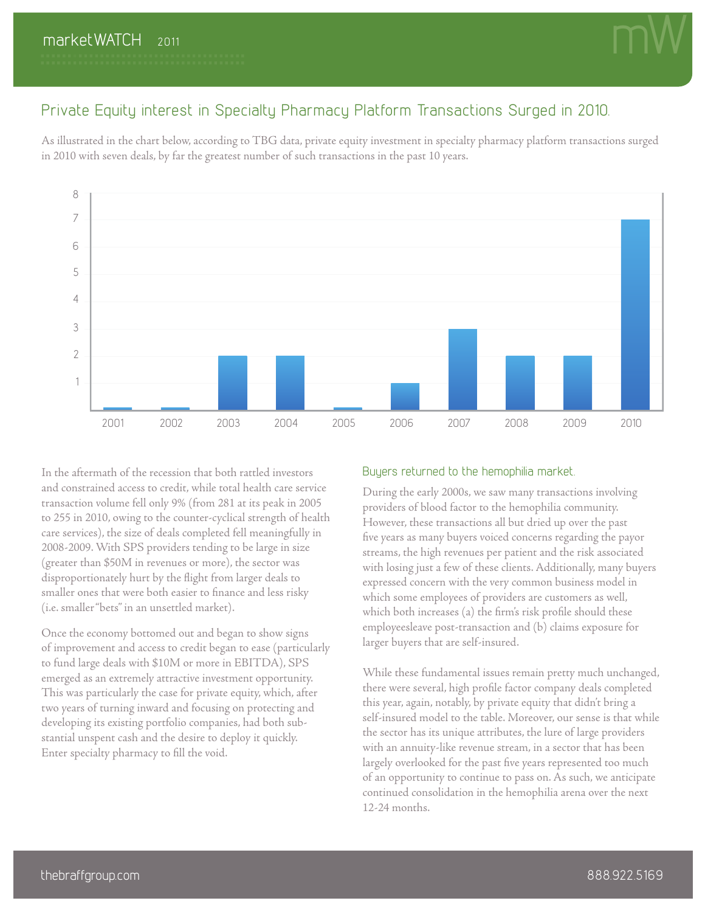## Private Equity interest in Specialty Pharmacy Platform Transactions Surged in 2010.

As illustrated in the chart below, according to TBG data, private equity investment in specialty pharmacy platform transactions surged in 2010 with seven deals, by far the greatest number of such transactions in the past 10 years.

| Year | Transactions |
|---|---|
| 2001 | 0 |
| 2002 | 0 |
| 2003 | 2 |
| 2004 | 2 |
| 2005 | 0 |
| 2006 | 1 |
| 2007 | 3 |
| 2008 | 2 |
| 2009 | 2 |
| 2010 | 7 |

In the aftermath of the recession that both rattled investors and constrained access to credit, while total health care service transaction volume fell only 9% (from 281 at its peak in 2005 to 255 in 2010, owing to the counter-cyclical strength of health care services), the size of deals completed fell meaningfully in 2008-2009. With SPS providers tending to be large in size (greater than $50M in revenues or more), the sector was disproportionately hurt by the flight from larger deals to smaller ones that were both easier to finance and less risky (i.e. smaller "bets" in an unsettled market).

Once the economy bottomed out and began to show signs of improvement and access to credit began to ease (particularly to fund large deals with $10M or more in EBITDA), SPS emerged as an extremely attractive investment opportunity. This was particularly the case for private equity, which, after two years of turning inward and focusing on protecting and developing its existing portfolio companies, had both substantial unspent cash and the desire to deploy it quickly. Enter specialty pharmacy to fill the void.

### Buyers returned to the hemophilia market.

During the early 2000s, we saw many transactions involving providers of blood factor to the hemophilia community. However, these transactions all but dried up over the past five years as many buyers voiced concerns regarding the payor streams, the high revenues per patient and the risk associated with losing just a few of these clients. Additionally, many buyers expressed concern with the very common business model in which some employees of providers are customers as well, which both increases (a) the firm's risk profile should these employeesleave post-transaction and (b) claims exposure for larger buyers that are self-insured.

While these fundamental issues remain pretty much unchanged, there were several, high profile factor company deals completed this year, again, notably, by private equity that didn't bring a self-insured model to the table. Moreover, our sense is that while the sector has its unique attributes, the lure of large providers with an annuity-like revenue stream, in a sector that has been largely overlooked for the past five years represented too much of an opportunity to continue to pass on. As such, we anticipate continued consolidation in the hemophilia arena over the next 12-24 months.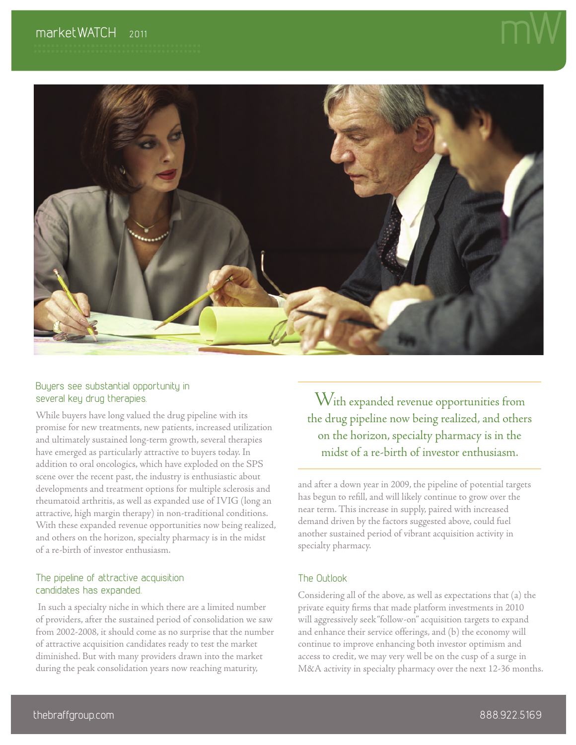## Buyers see substantial opportunity in several key drug therapies.

While buyers have long valued the drug pipeline with its promise for new treatments, new patients, increased utilization and ultimately sustained long-term growth, several therapies have emerged as particularly attractive to buyers today. In addition to oral oncologics, which have exploded on the SPS scene over the recent past, the industry is enthusiastic about developments and treatment options for multiple sclerosis and rheumatoid arthritis, as well as expanded use of IVIG (long an attractive, high margin therapy) in non-traditional conditions. With these expanded revenue opportunities now being realized, and others on the horizon, specialty pharmacy is in the midst of a re-birth of investor enthusiasm.

> With expanded revenue opportunities from the drug pipeline now being realized, and others on the horizon, specialty pharmacy is in the midst of a re-birth of investor enthusiasm.

## The pipeline of attractive acquisition candidates has expanded.

In such a specialty niche in which there are a limited number of providers, after the sustained period of consolidation we saw from 2002-2008, it should come as no surprise that the number of attractive acquisition candidates ready to test the market diminished. But with many providers drawn into the market during the peak consolidation years now reaching maturity, and after a down year in 2009, the pipeline of potential targets has begun to refill, and will likely continue to grow over the near term. This increase in supply, paired with increased demand driven by the factors suggested above, could fuel another sustained period of vibrant acquisition activity in specialty pharmacy.

## The Outlook

Considering all of the above, as well as expectations that (a) the private equity firms that made platform investments in 2010 will aggressively seek "follow-on" acquisition targets to expand and enhance their service offerings, and (b) the economy will continue to improve enhancing both investor optimism and access to credit, we may very well be on the cusp of a surge in M&A activity in specialty pharmacy over the next 12-36 months.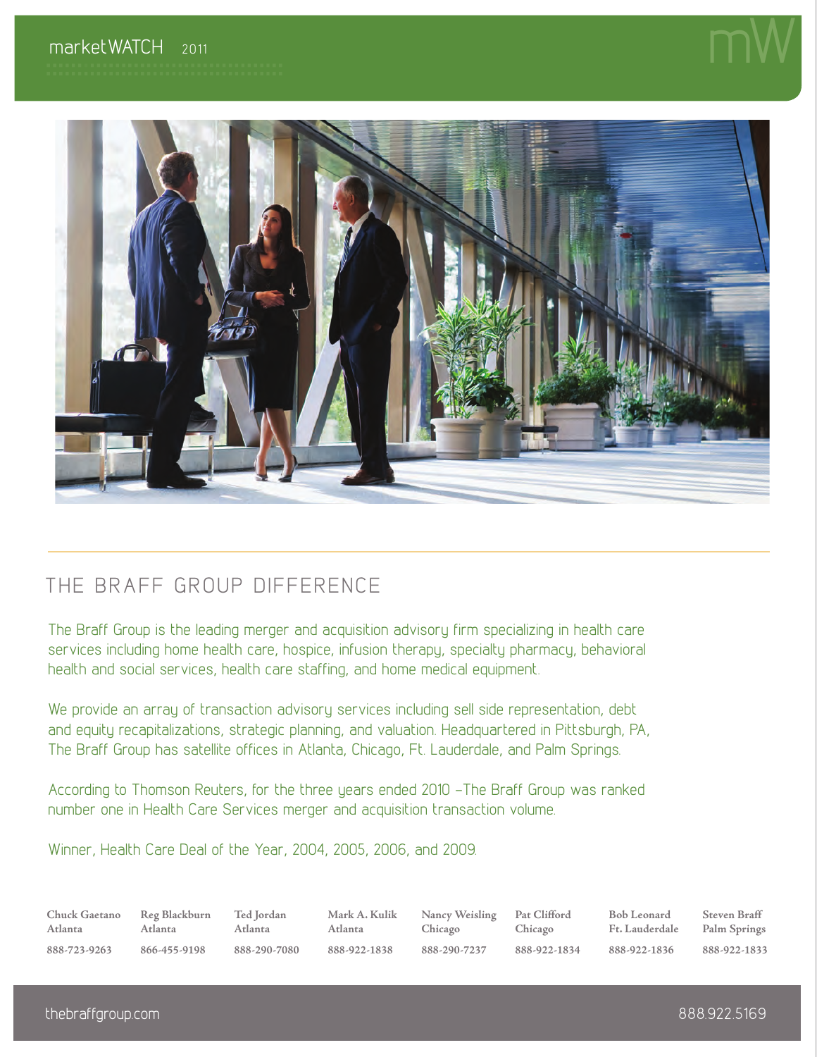# THE BRAFF GROUP DIFFERENCE

The Braff Group is the leading merger and acquisition advisory firm specializing in health care services including home health care, hospice, infusion therapy, specialty pharmacy, behavioral health and social services, health care staffing, and home medical equipment.

We provide an array of transaction advisory services including sell side representation, debt and equity recapitalizations, strategic planning, and valuation. Headquartered in Pittsburgh, PA, The Braff Group has satellite offices in Atlanta, Chicago, Ft. Lauderdale, and Palm Springs.

According to Thomson Reuters, for the three years ended 2010 –The Braff Group was ranked number one in Health Care Services merger and acquisition transaction volume.

Winner, Health Care Deal of the Year, 2004, 2005, 2006, and 2009.

| | | | | | | | |
|---|---|---|---|---|---|---|---|
| **Chuck Gaetano** Atlanta | **Reg Blackburn** Atlanta | **Ted Jordan** Atlanta | **Mark A. Kulik** Atlanta | **Nancy Weisling** Chicago | **Pat Clifford** Chicago | **Bob Leonard** Ft. Lauderdale | **Steven Braff** Palm Springs |
| 888-723-9263 | 866-455-9198 | 888-290-7080 | 888-922-1838 | 888-290-7237 | 888-922-1834 | 888-922-1836 | 888-922-1833 |

thebraffgroup.com 888.922.5169